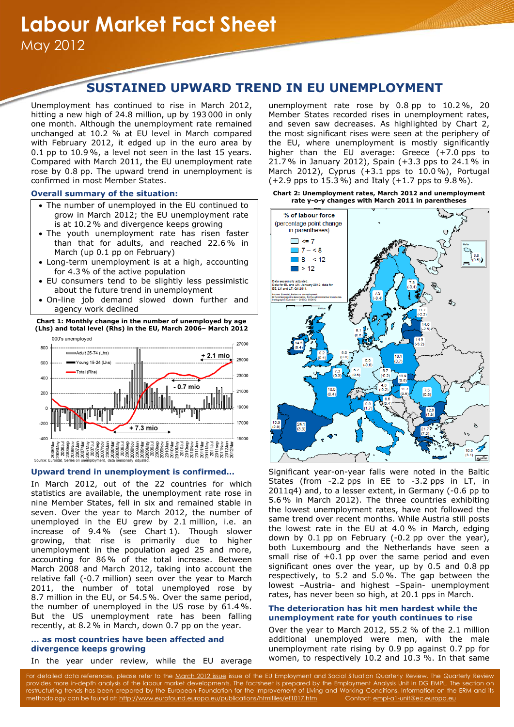# Labour Market Fact Sheet

May 2012

## SUSTAINED UPWARD TREND IN EU UNEMPLOYMENT

Unemployment has continued to rise in March 2012, hitting a new high of 24.8 million, up by 193 000 in only one month. Although the unemployment rate remained unchanged at 10.2 % at EU level in March compared with February 2012, it edged up in the euro area by 0.1 pp to 10.9 %, a level not seen in the last 15 years. Compared with March 2011, the EU unemployment rate rose by 0.8 pp. The upward trend in unemployment is confirmed in most Member States.

### Overall summary of the situation:

- The number of unemployed in the EU continued to grow in March 2012; the EU unemployment rate is at 10.2 % and divergence keeps growing
- The youth unemployment rate has risen faster than that for adults, and reached 22.6 % in March (up 0.1 pp on February)
- Long-term unemployment is at a high, accounting for 4.3 % of the active population
- EU consumers tend to be slightly less pessimistic about the future trend in unemployment
- On-line job demand slowed down further and agency work declined

**Chart 1: Monthly change in the number of unemployed by age (Lhs) and total level (Rhs) in the EU, March 2006– March 2012**

Source: Eurostat, Series on unemployment, data seasonally adjusted.

### Upward trend in unemployment is confirmed…

In March 2012, out of the 22 countries for which statistics are available, the unemployment rate rose in nine Member States, fell in six and remained stable in seven. Over the year to March 2012, the number of unemployed in the EU grew by 2.1 million, i.e. an increase of 9.4 % (see Chart 1). Though slower growing, that rise is primarily due to higher unemployment in the population aged 25 and more, accounting for 86 % of the total increase. Between March 2008 and March 2012, taking into account the relative fall (-0.7 million) seen over the year to March 2011, the number of total unemployed rose by 8.7 million in the EU, or 54.5 %. Over the same period, the number of unemployed in the US rose by 61.4 %. But the US unemployment rate has been falling recently, at 8.2 % in March, down 0.7 pp on the year.

### … as most countries have been affected and divergence keeps growing

In the year under review, while the EU average unemployment rate rose by 0.8 pp to 10.2 %, 20 Member States recorded rises in unemployment rates, and seven saw decreases. As highlighted by Chart 2, the most significant rises were seen at the periphery of the EU, where unemployment is mostly significantly higher than the EU average: Greece (+7.0 pps to 21.7 % in January 2012), Spain (+3.3 pps to 24.1 % in March 2012), Cyprus (+3.1 pps to 10.0 %), Portugal (+2.9 pps to 15.3 %) and Italy (+1.7 pps to 9.8 %).

**Chart 2: Unemployment rates, March 2012 and unemployment rate y-o-y changes with March 2011 in parentheses**

Significant year-on-year falls were noted in the Baltic States (from -2.2 pps in EE to -3.2 pps in LT, in 2011q4) and, to a lesser extent, in Germany (-0.6 pp to 5.6 % in March 2012). The three countries exhibiting the lowest unemployment rates, have not followed the same trend over recent months. While Austria still posts the lowest rate in the EU at 4.0 % in March, edging down by 0.1 pp on February (-0.2 pp over the year), both Luxembourg and the Netherlands have seen a small rise of +0.1 pp over the same period and even significant ones over the year, up by 0.5 and 0.8 pp respectively, to 5.2 and 5.0 %. The gap between the lowest –Austria- and highest –Spain- unemployment rates, has never been so high, at 20.1 pps in March.

### The deterioration has hit men hardest while the unemployment rate for youth continues to rise

Over the year to March 2012, 55.2 % of the 2.1 million additional unemployed were men, with the male unemployment rate rising by 0.9 pp against 0.7 pp for women, to respectively 10.2 and 10.3 %. In that same

For detailed data references, please refer to the March 2012 issue issue of the EU Employment and Social Situation Quarterly Review. The Quarterly Review provides more in-depth analysis of the labour market developments. The factsheet is prepared by the Employment Analysis Unit in DG EMPL. The section on restructuring trends has been prepared by the European Foundation for the Improvement of Living and Working Conditions. Information on the ERM and its methodology can be found at: http://www.eurofound.europa.eu/publications/htmlfiles/ef1017.htm Contact: empl-a1-unit@ec.europa.eu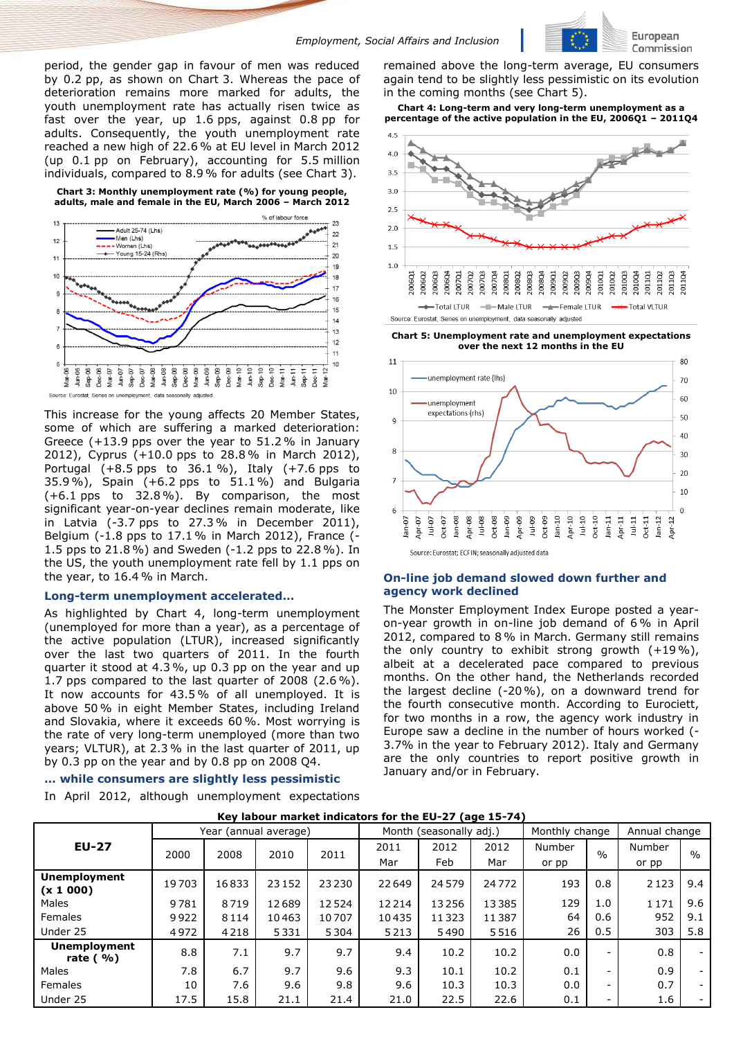period, the gender gap in favour of men was reduced by 0.2 pp, as shown on Chart 3. Whereas the pace of deterioration remains more marked for adults, the youth unemployment rate has actually risen twice as fast over the year, up 1.6 pps, against 0.8 pp for adults. Consequently, the youth unemployment rate reached a new high of 22.6 % at EU level in March 2012 (up 0.1 pp on February), accounting for 5.5 million individuals, compared to 8.9 % for adults (see Chart 3).

**Chart 3: Monthly unemployment rate (%) for young people, adults, male and female in the EU, March 2006 – March 2012**

% of labour force

Adult 25-74 (Lhs)
Men (Lhs)
Women (Lhs)
Young 15-24 (Rhs)

Source: Eurostat, Series on unemployment, data seasonally adjusted

This increase for the young affects 20 Member States, some of which are suffering a marked deterioration: Greece (+13.9 pps over the year to 51.2 % in January 2012), Cyprus (+10.0 pps to 28.8 % in March 2012), Portugal (+8.5 pps to 36.1 %), Italy (+7.6 pps to 35.9 %), Spain (+6.2 pps to 51.1 %) and Bulgaria (+6.1 pps to 32.8 %). By comparison, the most significant year-on-year declines remain moderate, like in Latvia (-3.7 pps to 27.3 % in December 2011), Belgium (-1.8 pps to 17.1 % in March 2012), France (-1.5 pps to 21.8 %) and Sweden (-1.2 pps to 22.8 %). In the US, the youth unemployment rate fell by 1.1 pps on the year, to 16.4 % in March.

### Long-term unemployment accelerated…

As highlighted by Chart 4, long-term unemployment (unemployed for more than a year), as a percentage of the active population (LTUR), increased significantly over the last two quarters of 2011. In the fourth quarter it stood at 4.3 %, up 0.3 pp on the year and up 1.7 pps compared to the last quarter of 2008 (2.6 %). It now accounts for 43.5 % of all unemployed. It is above 50 % in eight Member States, including Ireland and Slovakia, where it exceeds 60 %. Most worrying is the rate of very long-term unemployed (more than two years; VLTUR), at 2.3 % in the last quarter of 2011, up by 0.3 pp on the year and by 0.8 pp on 2008 Q4.

### … while consumers are slightly less pessimistic

In April 2012, although unemployment expectations remained above the long-term average, EU consumers again tend to be slightly less pessimistic on its evolution in the coming months (see Chart 5).

**Chart 4: Long-term and very long-term unemployment as a percentage of the active population in the EU, 2006Q1 – 2011Q4**

Total LTUR
Male LTUR
Female LTUR
Total VLTUR

Source: Eurostat, Series on unemployment, data seasonally adjusted

**Chart 5: Unemployment rate and unemployment expectations over the next 12 months in the EU**

unemployment rate (lhs)
unemployment expectations (rhs)

Source: Eurostat; ECFIN; seasonally adjusted data

### On-line job demand slowed down further and agency work declined

The Monster Employment Index Europe posted a year-on-year growth in on-line job demand of 6 % in April 2012, compared to 8 % in March. Germany still remains the only country to exhibit strong growth (+19 %), albeit at a decelerated pace compared to previous months. On the other hand, the Netherlands recorded the largest decline (-20 %), on a downward trend for the fourth consecutive month. According to Eurociett, for two months in a row, the agency work industry in Europe saw a decline in the number of hours worked (-3.7% in the year to February 2012). Italy and Germany are the only countries to report positive growth in January and/or in February.

**Key labour market indicators for the EU-27 (age 15-74)**

| EU-27 | Year (annual average) | | | | Month (seasonally adj.) | | | Monthly change | | Annual change | |
|---|---|---|---|---|---|---|---|---|---|---|---|
| | 2000 | 2008 | 2010 | 2011 | 2011 Mar | 2012 Feb | 2012 Mar | Number or pp | % | Number or pp | % |
| **Unemployment (x 1 000)** | 19 703 | 16 833 | 23 152 | 23 230 | 22 649 | 24 579 | 24 772 | 193 | 0.8 | 2 123 | 9.4 |
| Males | 9 781 | 8 719 | 12 689 | 12 524 | 12 214 | 13 256 | 13 385 | 129 | 1.0 | 1 171 | 9.6 |
| Females | 9 922 | 8 114 | 10 463 | 10 707 | 10 435 | 11 323 | 11 387 | 64 | 0.6 | 952 | 9.1 |
| Under 25 | 4 972 | 4 218 | 5 331 | 5 304 | 5 213 | 5 490 | 5 516 | 26 | 0.5 | 303 | 5.8 |
| **Unemployment rate ( %)** | 8.8 | 7.1 | 9.7 | 9.7 | 9.4 | 10.2 | 10.2 | 0.0 | - | 0.8 | - |
| Males | 7.8 | 6.7 | 9.7 | 9.6 | 9.3 | 10.1 | 10.2 | 0.1 | - | 0.9 | - |
| Females | 10 | 7.6 | 9.6 | 9.8 | 9.6 | 10.3 | 10.3 | 0.0 | - | 0.7 | - |
| Under 25 | 17.5 | 15.8 | 21.1 | 21.4 | 21.0 | 22.5 | 22.6 | 0.1 | - | 1.6 | - |